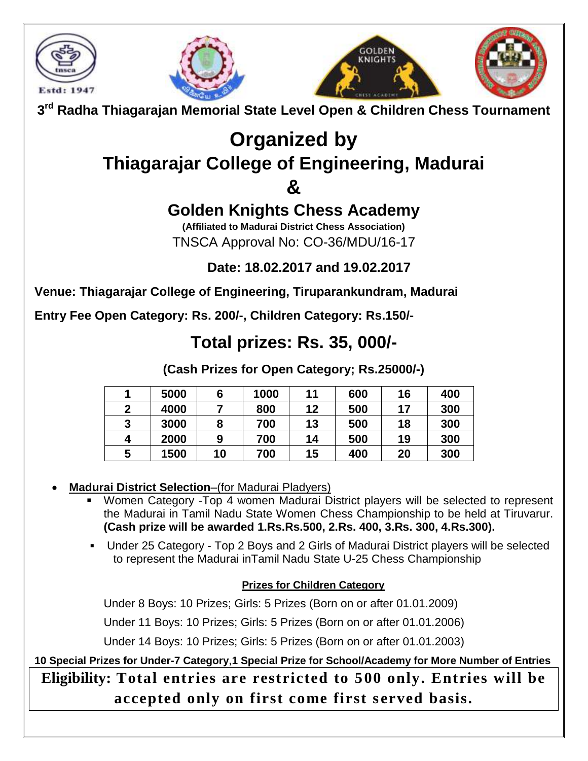Estd: 1947

GOLDEN KNIGHTS

CHESS ACADEMY

**3rd Radha Thiagarajan Memorial State Level Open & Children Chess Tournament**

# Organized by

# Thiagarajar College of Engineering, Madurai

# &

## Golden Knights Chess Academy

**(Affiliated to Madurai District Chess Association)**

TNSCA Approval No: CO-36/MDU/16-17

**Date: 18.02.2017 and 19.02.2017**

**Venue: Thiagarajar College of Engineering, Tiruparankundram, Madurai**

**Entry Fee Open Category: Rs. 200/-, Children Category: Rs.150/-**

## Total prizes: Rs. 35, 000/-

**(Cash Prizes for Open Category; Rs.25000/-)**

| 1 | 5000 | 6 | 1000 | 11 | 600 | 16 | 400 |
|---|---|---|---|---|---|---|---|
| 2 | 4000 | 7 | 800 | 12 | 500 | 17 | 300 |
| 3 | 3000 | 8 | 700 | 13 | 500 | 18 | 300 |
| 4 | 2000 | 9 | 700 | 14 | 500 | 19 | 300 |
| 5 | 1500 | 10 | 700 | 15 | 400 | 20 | 300 |

- **Madurai District Selection**–(for Madurai Pladyers)
  - Women Category -Top 4 women Madurai District players will be selected to represent the Madurai in Tamil Nadu State Women Chess Championship to be held at Tiruvarur. **(Cash prize will be awarded 1.Rs.Rs.500, 2.Rs. 400, 3.Rs. 300, 4.Rs.300).**
  - Under 25 Category - Top 2 Boys and 2 Girls of Madurai District players will be selected to represent the Madurai inTamil Nadu State U-25 Chess Championship

**Prizes for Children Category**

Under 8 Boys: 10 Prizes; Girls: 5 Prizes (Born on or after 01.01.2009)

Under 11 Boys: 10 Prizes; Girls: 5 Prizes (Born on or after 01.01.2006)

Under 14 Boys: 10 Prizes; Girls: 5 Prizes (Born on or after 01.01.2003)

**10 Special Prizes for Under-7 Category,1 Special Prize for School/Academy for More Number of Entries**

**Eligibility: Total entries are restricted to 500 only. Entries will be accepted only on first come first served basis.**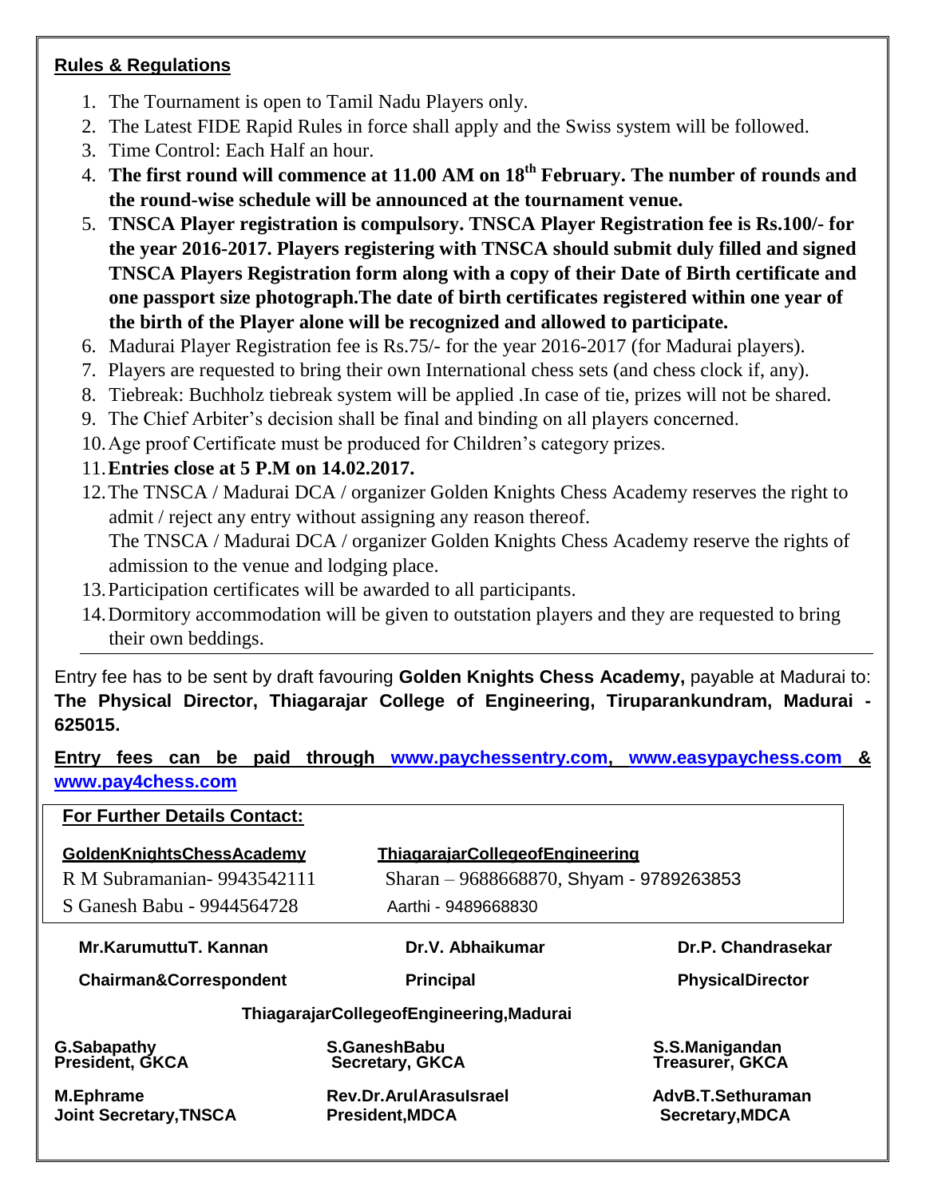## Rules & Regulations

1. The Tournament is open to Tamil Nadu Players only.
2. The Latest FIDE Rapid Rules in force shall apply and the Swiss system will be followed.
3. Time Control: Each Half an hour.
4. **The first round will commence at 11.00 AM on 18th February. The number of rounds and the round-wise schedule will be announced at the tournament venue.**
5. **TNSCA Player registration is compulsory. TNSCA Player Registration fee is Rs.100/- for the year 2016-2017. Players registering with TNSCA should submit duly filled and signed TNSCA Players Registration form along with a copy of their Date of Birth certificate and one passport size photograph.The date of birth certificates registered within one year of the birth of the Player alone will be recognized and allowed to participate.**
6. Madurai Player Registration fee is Rs.75/- for the year 2016-2017 (for Madurai players).
7. Players are requested to bring their own International chess sets (and chess clock if, any).
8. Tiebreak: Buchholz tiebreak system will be applied .In case of tie, prizes will not be shared.
9. The Chief Arbiter's decision shall be final and binding on all players concerned.
10. Age proof Certificate must be produced for Children's category prizes.
11. **Entries close at 5 P.M on 14.02.2017.**
12. The TNSCA / Madurai DCA / organizer Golden Knights Chess Academy reserves the right to admit / reject any entry without assigning any reason thereof.
    The TNSCA / Madurai DCA / organizer Golden Knights Chess Academy reserve the rights of admission to the venue and lodging place.
13. Participation certificates will be awarded to all participants.
14. Dormitory accommodation will be given to outstation players and they are requested to bring their own beddings.

Entry fee has to be sent by draft favouring **Golden Knights Chess Academy,** payable at Madurai to: **The Physical Director, Thiagarajar College of Engineering, Tiruparankundram, Madurai - 625015.**

**Entry fees can be paid through www.paychessentry.com, www.easypaychess.com & www.pay4chess.com**

**For Further Details Contact:**

| GoldenKnightsChessAcademy | ThiagarajarCollegeofEngineering |
|---|---|
| R M Subramanian- 9943542111 | Sharan – 9688668870, Shyam - 9789263853 |
| S Ganesh Babu - 9944564728 | Aarthi - 9489668830 |

| | | |
|---|---|---|
| **Mr.KarumuttuT. Kannan** | **Dr.V. Abhaikumar** | **Dr.P. Chandrasekar** |
| **Chairman&Correspondent** | **Principal** | **PhysicalDirector** |

**ThiagarajarCollegeofEngineering,Madurai**

| | | |
|---|---|---|
| **G.Sabapathy**<br>**President, GKCA** | **S.GaneshBabu**<br>**Secretary, GKCA** | **S.S.Manigandan**<br>**Treasurer, GKCA** |
| **M.Ephrame**<br>**Joint Secretary,TNSCA** | **Rev.Dr.ArulArasuIsrael**<br>**President,MDCA** | **AdvB.T.Sethuraman**<br>**Secretary,MDCA** |